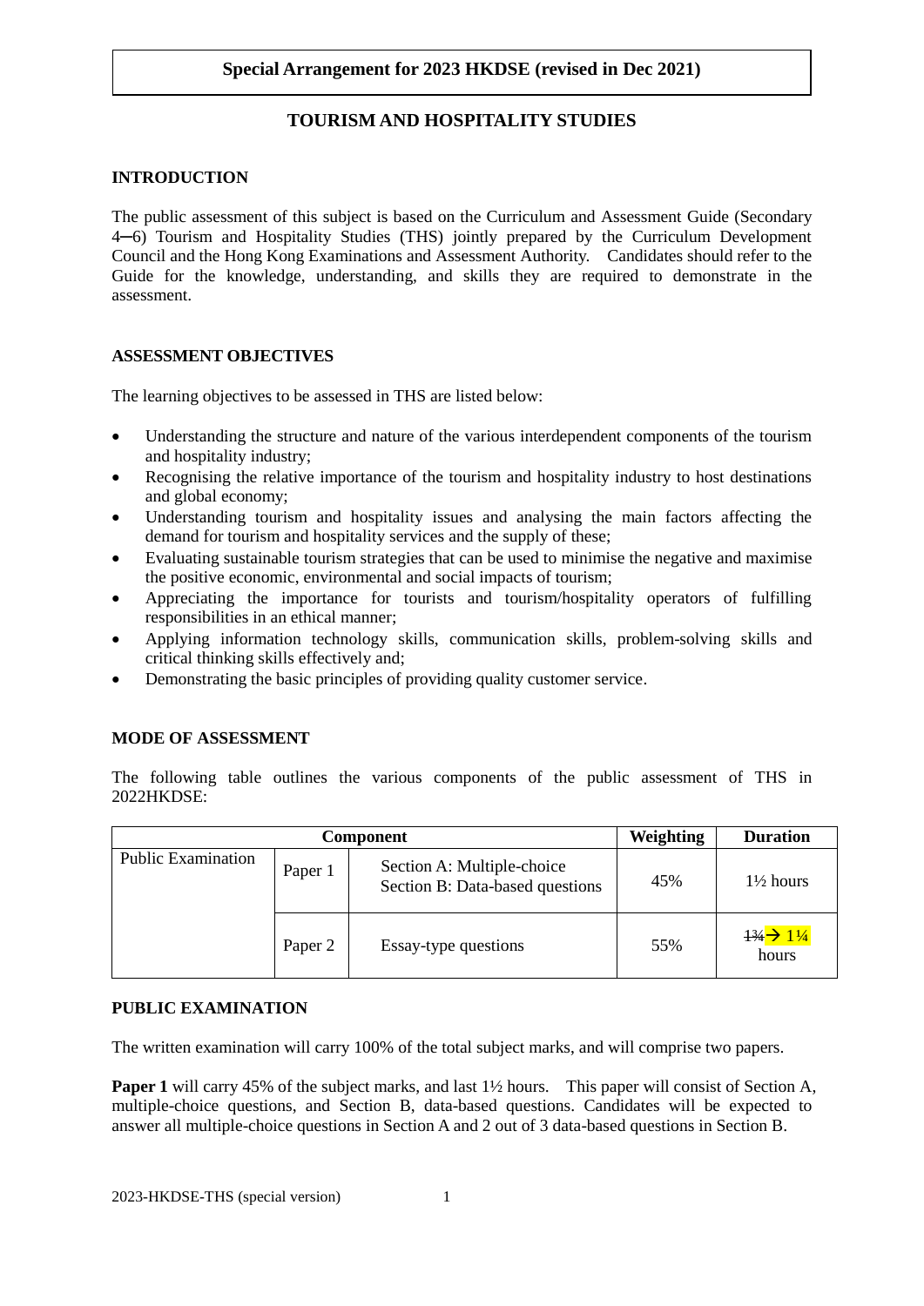**Special Arrangement for 2023 HKDSE (revised in Dec 2021)**

# TOURISM AND HOSPITALITY STUDIES

## INTRODUCTION

The public assessment of this subject is based on the Curriculum and Assessment Guide (Secondary 4─6) Tourism and Hospitality Studies (THS) jointly prepared by the Curriculum Development Council and the Hong Kong Examinations and Assessment Authority. Candidates should refer to the Guide for the knowledge, understanding, and skills they are required to demonstrate in the assessment.

## ASSESSMENT OBJECTIVES

The learning objectives to be assessed in THS are listed below:

- Understanding the structure and nature of the various interdependent components of the tourism and hospitality industry;
- Recognising the relative importance of the tourism and hospitality industry to host destinations and global economy;
- Understanding tourism and hospitality issues and analysing the main factors affecting the demand for tourism and hospitality services and the supply of these;
- Evaluating sustainable tourism strategies that can be used to minimise the negative and maximise the positive economic, environmental and social impacts of tourism;
- Appreciating the importance for tourists and tourism/hospitality operators of fulfilling responsibilities in an ethical manner;
- Applying information technology skills, communication skills, problem-solving skills and critical thinking skills effectively and;
- Demonstrating the basic principles of providing quality customer service.

## MODE OF ASSESSMENT

The following table outlines the various components of the public assessment of THS in 2022HKDSE:

| Component | | | Weighting | Duration |
|---|---|---|---|---|
| Public Examination | Paper 1 | Section A: Multiple-choice<br>Section B: Data-based questions | 45% | 1½ hours |
| | Paper 2 | Essay-type questions | 55% | ~~1¾~~ → 1¼ hours |

## PUBLIC EXAMINATION

The written examination will carry 100% of the total subject marks, and will comprise two papers.

**Paper 1** will carry 45% of the subject marks, and last 1½ hours. This paper will consist of Section A, multiple-choice questions, and Section B, data-based questions. Candidates will be expected to answer all multiple-choice questions in Section A and 2 out of 3 data-based questions in Section B.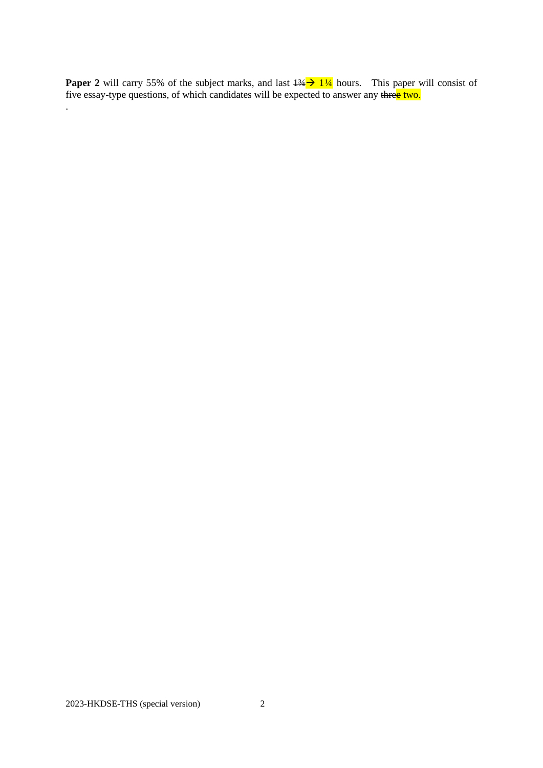**Paper 2** will carry 55% of the subject marks, and last ~~1¾~~ → 1¼ hours. This paper will consist of five essay-type questions, of which candidates will be expected to answer any ~~three~~ two.

.